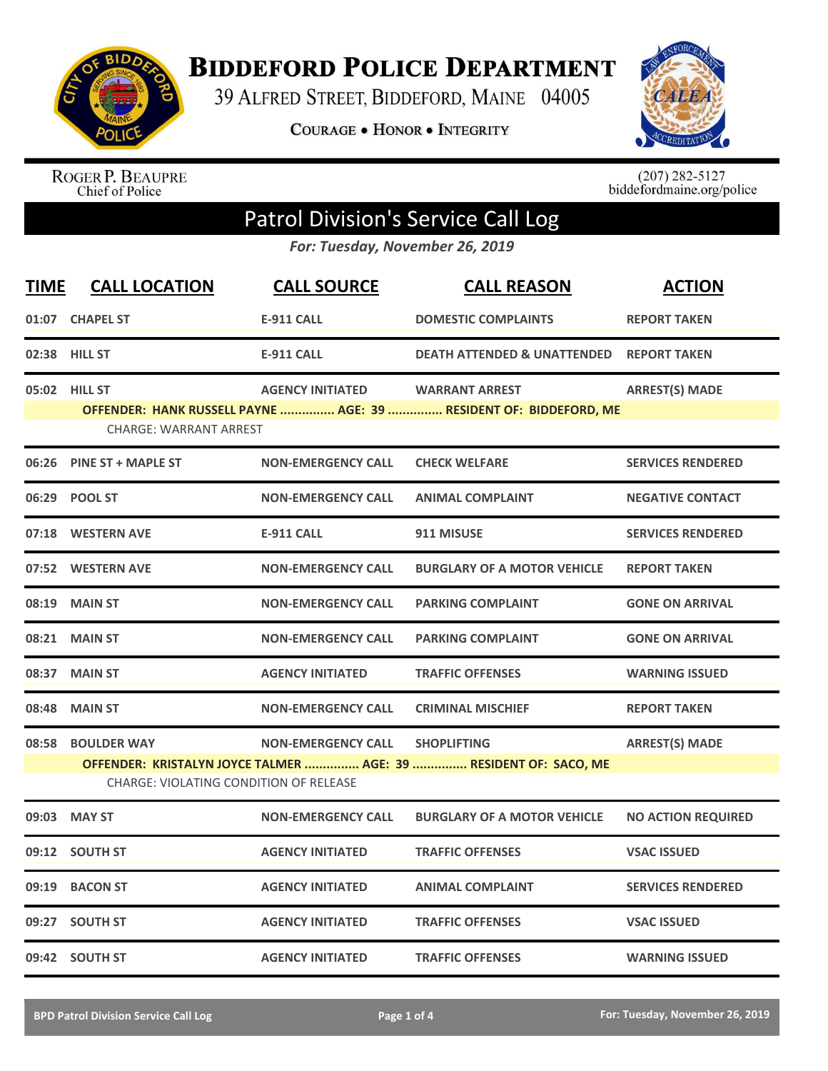# Biddeford Police Department

39 Alfred Street, Biddeford, Maine 04005

**Courage • Honor • Integrity**

Roger P. Beaupre
Chief of Police

(207) 282-5127
biddefordmaine.org/police

## Patrol Division's Service Call Log

*For: Tuesday, November 26, 2019*

| TIME | CALL LOCATION | CALL SOURCE | CALL REASON | ACTION |
|---|---|---|---|---|
| 01:07 | CHAPEL ST | E-911 CALL | DOMESTIC COMPLAINTS | REPORT TAKEN |
| 02:38 | HILL ST | E-911 CALL | DEATH ATTENDED & UNATTENDED | REPORT TAKEN |
| 05:02 | HILL ST | AGENCY INITIATED | WARRANT ARREST | ARREST(S) MADE |
| | OFFENDER: HANK RUSSELL PAYNE ............... AGE: 39 ............... RESIDENT OF: BIDDEFORD, ME | | | |
| | CHARGE: WARRANT ARREST | | | |
| 06:26 | PINE ST + MAPLE ST | NON-EMERGENCY CALL | CHECK WELFARE | SERVICES RENDERED |
| 06:29 | POOL ST | NON-EMERGENCY CALL | ANIMAL COMPLAINT | NEGATIVE CONTACT |
| 07:18 | WESTERN AVE | E-911 CALL | 911 MISUSE | SERVICES RENDERED |
| 07:52 | WESTERN AVE | NON-EMERGENCY CALL | BURGLARY OF A MOTOR VEHICLE | REPORT TAKEN |
| 08:19 | MAIN ST | NON-EMERGENCY CALL | PARKING COMPLAINT | GONE ON ARRIVAL |
| 08:21 | MAIN ST | NON-EMERGENCY CALL | PARKING COMPLAINT | GONE ON ARRIVAL |
| 08:37 | MAIN ST | AGENCY INITIATED | TRAFFIC OFFENSES | WARNING ISSUED |
| 08:48 | MAIN ST | NON-EMERGENCY CALL | CRIMINAL MISCHIEF | REPORT TAKEN |
| 08:58 | BOULDER WAY | NON-EMERGENCY CALL | SHOPLIFTING | ARREST(S) MADE |
| | OFFENDER: KRISTALYN JOYCE TALMER ............... AGE: 39 ............... RESIDENT OF: SACO, ME | | | |
| | CHARGE: VIOLATING CONDITION OF RELEASE | | | |
| 09:03 | MAY ST | NON-EMERGENCY CALL | BURGLARY OF A MOTOR VEHICLE | NO ACTION REQUIRED |
| 09:12 | SOUTH ST | AGENCY INITIATED | TRAFFIC OFFENSES | VSAC ISSUED |
| 09:19 | BACON ST | AGENCY INITIATED | ANIMAL COMPLAINT | SERVICES RENDERED |
| 09:27 | SOUTH ST | AGENCY INITIATED | TRAFFIC OFFENSES | VSAC ISSUED |
| 09:42 | SOUTH ST | AGENCY INITIATED | TRAFFIC OFFENSES | WARNING ISSUED |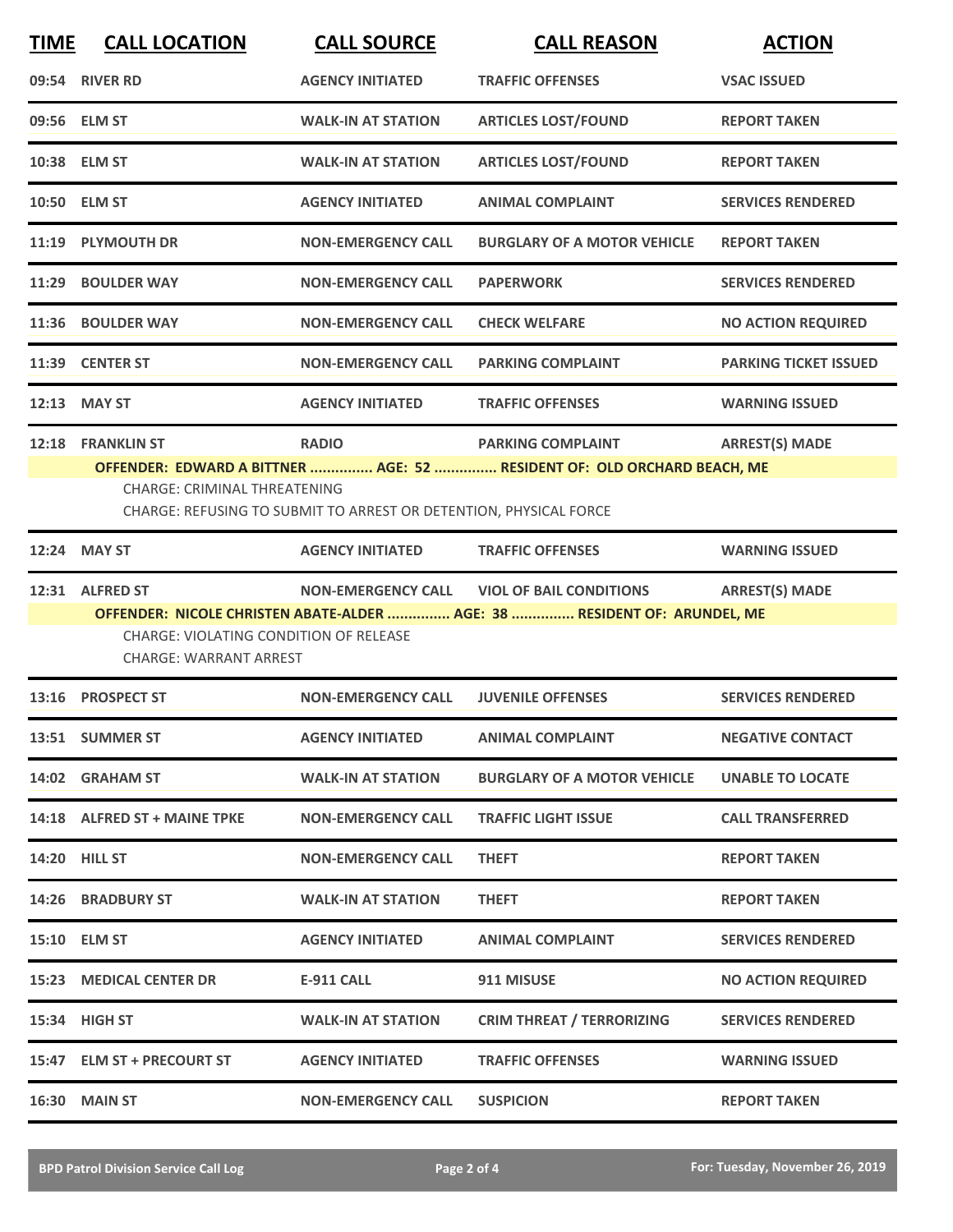| TIME | CALL LOCATION | CALL SOURCE | CALL REASON | ACTION |
|---|---|---|---|---|
| 09:54 | RIVER RD | AGENCY INITIATED | TRAFFIC OFFENSES | VSAC ISSUED |
| 09:56 | ELM ST | WALK-IN AT STATION | ARTICLES LOST/FOUND | REPORT TAKEN |
| 10:38 | ELM ST | WALK-IN AT STATION | ARTICLES LOST/FOUND | REPORT TAKEN |
| 10:50 | ELM ST | AGENCY INITIATED | ANIMAL COMPLAINT | SERVICES RENDERED |
| 11:19 | PLYMOUTH DR | NON-EMERGENCY CALL | BURGLARY OF A MOTOR VEHICLE | REPORT TAKEN |
| 11:29 | BOULDER WAY | NON-EMERGENCY CALL | PAPERWORK | SERVICES RENDERED |
| 11:36 | BOULDER WAY | NON-EMERGENCY CALL | CHECK WELFARE | NO ACTION REQUIRED |
| 11:39 | CENTER ST | NON-EMERGENCY CALL | PARKING COMPLAINT | PARKING TICKET ISSUED |
| 12:13 | MAY ST | AGENCY INITIATED | TRAFFIC OFFENSES | WARNING ISSUED |
| 12:18 | FRANKLIN ST | RADIO | PARKING COMPLAINT | ARREST(S) MADE |

**OFFENDER: EDWARD A BITTNER ............... AGE: 52 ............... RESIDENT OF: OLD ORCHARD BEACH, ME**

CHARGE: CRIMINAL THREATENING
CHARGE: REFUSING TO SUBMIT TO ARREST OR DETENTION, PHYSICAL FORCE

| TIME | CALL LOCATION | CALL SOURCE | CALL REASON | ACTION |
|---|---|---|---|---|
| 12:24 | MAY ST | AGENCY INITIATED | TRAFFIC OFFENSES | WARNING ISSUED |
| 12:31 | ALFRED ST | NON-EMERGENCY CALL | VIOL OF BAIL CONDITIONS | ARREST(S) MADE |

**OFFENDER: NICOLE CHRISTEN ABATE-ALDER ............... AGE: 38 ............... RESIDENT OF: ARUNDEL, ME**

CHARGE: VIOLATING CONDITION OF RELEASE
CHARGE: WARRANT ARREST

| TIME | CALL LOCATION | CALL SOURCE | CALL REASON | ACTION |
|---|---|---|---|---|
| 13:16 | PROSPECT ST | NON-EMERGENCY CALL | JUVENILE OFFENSES | SERVICES RENDERED |
| 13:51 | SUMMER ST | AGENCY INITIATED | ANIMAL COMPLAINT | NEGATIVE CONTACT |
| 14:02 | GRAHAM ST | WALK-IN AT STATION | BURGLARY OF A MOTOR VEHICLE | UNABLE TO LOCATE |
| 14:18 | ALFRED ST + MAINE TPKE | NON-EMERGENCY CALL | TRAFFIC LIGHT ISSUE | CALL TRANSFERRED |
| 14:20 | HILL ST | NON-EMERGENCY CALL | THEFT | REPORT TAKEN |
| 14:26 | BRADBURY ST | WALK-IN AT STATION | THEFT | REPORT TAKEN |
| 15:10 | ELM ST | AGENCY INITIATED | ANIMAL COMPLAINT | SERVICES RENDERED |
| 15:23 | MEDICAL CENTER DR | E-911 CALL | 911 MISUSE | NO ACTION REQUIRED |
| 15:34 | HIGH ST | WALK-IN AT STATION | CRIM THREAT / TERRORIZING | SERVICES RENDERED |
| 15:47 | ELM ST + PRECOURT ST | AGENCY INITIATED | TRAFFIC OFFENSES | WARNING ISSUED |
| 16:30 | MAIN ST | NON-EMERGENCY CALL | SUSPICION | REPORT TAKEN |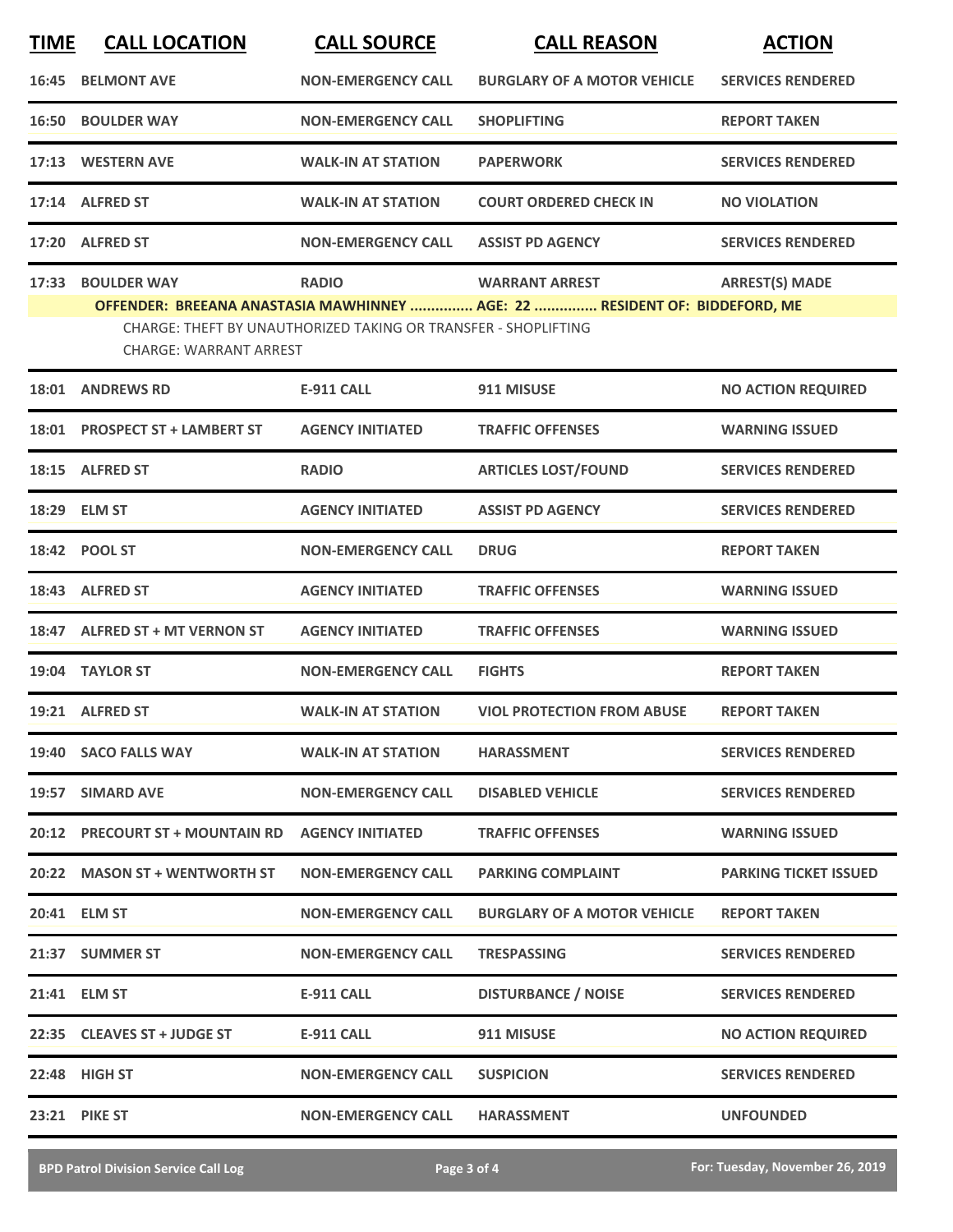| TIME | CALL LOCATION | CALL SOURCE | CALL REASON | ACTION |
|---|---|---|---|---|
| 16:45 | BELMONT AVE | NON-EMERGENCY CALL | BURGLARY OF A MOTOR VEHICLE | SERVICES RENDERED |
| 16:50 | BOULDER WAY | NON-EMERGENCY CALL | SHOPLIFTING | REPORT TAKEN |
| 17:13 | WESTERN AVE | WALK-IN AT STATION | PAPERWORK | SERVICES RENDERED |
| 17:14 | ALFRED ST | WALK-IN AT STATION | COURT ORDERED CHECK IN | NO VIOLATION |
| 17:20 | ALFRED ST | NON-EMERGENCY CALL | ASSIST PD AGENCY | SERVICES RENDERED |
| 17:33 | BOULDER WAY | RADIO | WARRANT ARREST | ARREST(S) MADE |

**OFFENDER: BREEANA ANASTASIA MAWHINNEY ............... AGE: 22 ............... RESIDENT OF: BIDDEFORD, ME**

CHARGE: THEFT BY UNAUTHORIZED TAKING OR TRANSFER - SHOPLIFTING

CHARGE: WARRANT ARREST

| TIME | CALL LOCATION | CALL SOURCE | CALL REASON | ACTION |
|---|---|---|---|---|
| 18:01 | ANDREWS RD | E-911 CALL | 911 MISUSE | NO ACTION REQUIRED |
| 18:01 | PROSPECT ST + LAMBERT ST | AGENCY INITIATED | TRAFFIC OFFENSES | WARNING ISSUED |
| 18:15 | ALFRED ST | RADIO | ARTICLES LOST/FOUND | SERVICES RENDERED |
| 18:29 | ELM ST | AGENCY INITIATED | ASSIST PD AGENCY | SERVICES RENDERED |
| 18:42 | POOL ST | NON-EMERGENCY CALL | DRUG | REPORT TAKEN |
| 18:43 | ALFRED ST | AGENCY INITIATED | TRAFFIC OFFENSES | WARNING ISSUED |
| 18:47 | ALFRED ST + MT VERNON ST | AGENCY INITIATED | TRAFFIC OFFENSES | WARNING ISSUED |
| 19:04 | TAYLOR ST | NON-EMERGENCY CALL | FIGHTS | REPORT TAKEN |
| 19:21 | ALFRED ST | WALK-IN AT STATION | VIOL PROTECTION FROM ABUSE | REPORT TAKEN |
| 19:40 | SACO FALLS WAY | WALK-IN AT STATION | HARASSMENT | SERVICES RENDERED |
| 19:57 | SIMARD AVE | NON-EMERGENCY CALL | DISABLED VEHICLE | SERVICES RENDERED |
| 20:12 | PRECOURT ST + MOUNTAIN RD | AGENCY INITIATED | TRAFFIC OFFENSES | WARNING ISSUED |
| 20:22 | MASON ST + WENTWORTH ST | NON-EMERGENCY CALL | PARKING COMPLAINT | PARKING TICKET ISSUED |
| 20:41 | ELM ST | NON-EMERGENCY CALL | BURGLARY OF A MOTOR VEHICLE | REPORT TAKEN |
| 21:37 | SUMMER ST | NON-EMERGENCY CALL | TRESPASSING | SERVICES RENDERED |
| 21:41 | ELM ST | E-911 CALL | DISTURBANCE / NOISE | SERVICES RENDERED |
| 22:35 | CLEAVES ST + JUDGE ST | E-911 CALL | 911 MISUSE | NO ACTION REQUIRED |
| 22:48 | HIGH ST | NON-EMERGENCY CALL | SUSPICION | SERVICES RENDERED |
| 23:21 | PIKE ST | NON-EMERGENCY CALL | HARASSMENT | UNFOUNDED |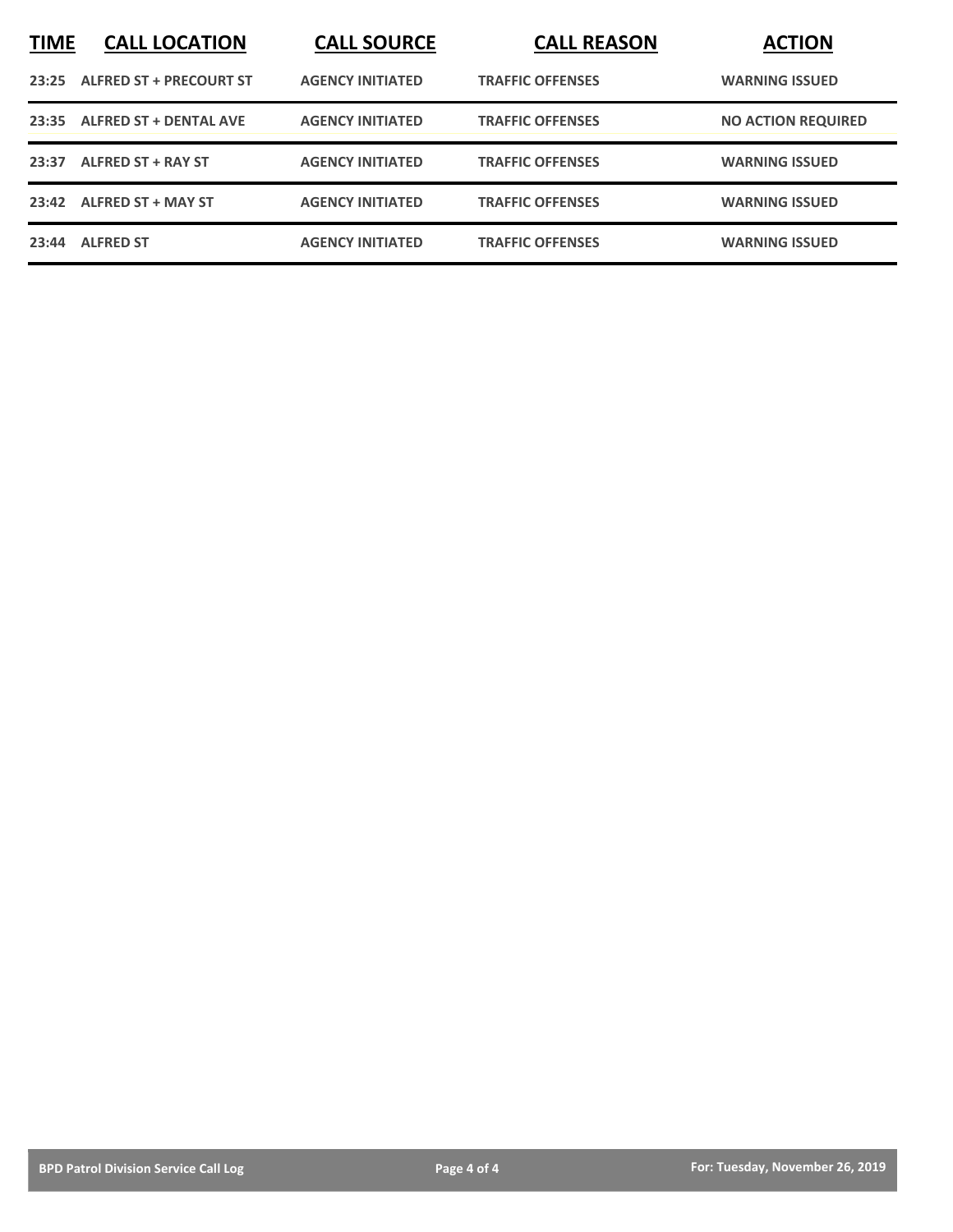| TIME | CALL LOCATION | CALL SOURCE | CALL REASON | ACTION |
| --- | --- | --- | --- | --- |
| 23:25 | ALFRED ST + PRECOURT ST | AGENCY INITIATED | TRAFFIC OFFENSES | WARNING ISSUED |
| 23:35 | ALFRED ST + DENTAL AVE | AGENCY INITIATED | TRAFFIC OFFENSES | NO ACTION REQUIRED |
| 23:37 | ALFRED ST + RAY ST | AGENCY INITIATED | TRAFFIC OFFENSES | WARNING ISSUED |
| 23:42 | ALFRED ST + MAY ST | AGENCY INITIATED | TRAFFIC OFFENSES | WARNING ISSUED |
| 23:44 | ALFRED ST | AGENCY INITIATED | TRAFFIC OFFENSES | WARNING ISSUED |